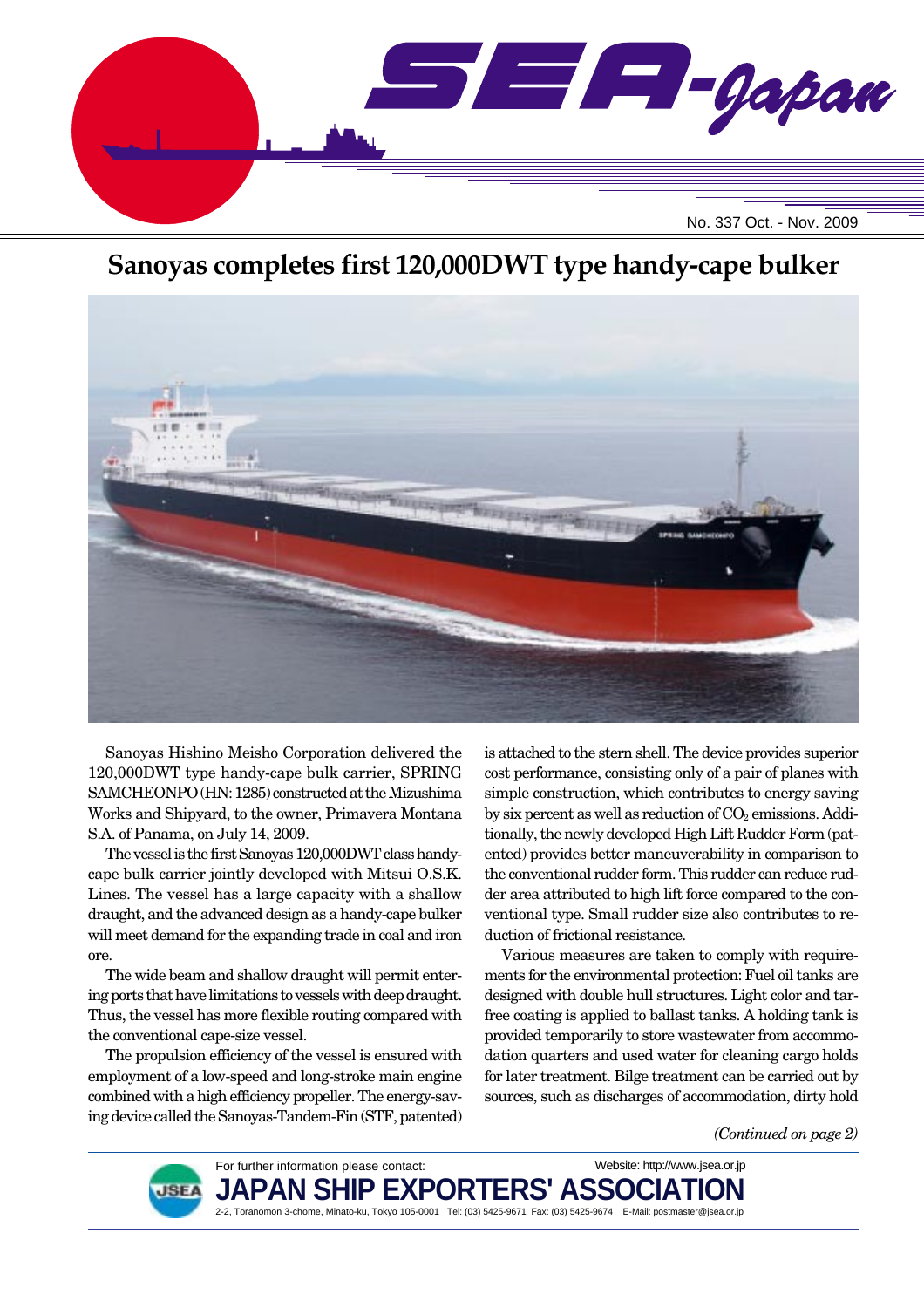# SEA-Japan

No. 337 Oct. - Nov. 2009

## Sanoyas completes first 120,000DWT type handy-cape bulker

Sanoyas Hishino Meisho Corporation delivered the 120,000DWT type handy-cape bulk carrier, SPRING SAMCHEONPO (HN: 1285) constructed at the Mizushima Works and Shipyard, to the owner, Primavera Montana S.A. of Panama, on July 14, 2009.

The vessel is the first Sanoyas 120,000DWT class handy-cape bulk carrier jointly developed with Mitsui O.S.K. Lines. The vessel has a large capacity with a shallow draught, and the advanced design as a handy-cape bulker will meet demand for the expanding trade in coal and iron ore.

The wide beam and shallow draught will permit entering ports that have limitations to vessels with deep draught. Thus, the vessel has more flexible routing compared with the conventional cape-size vessel.

The propulsion efficiency of the vessel is ensured with employment of a low-speed and long-stroke main engine combined with a high efficiency propeller. The energy-saving device called the Sanoyas-Tandem-Fin (STF, patented) is attached to the stern shell. The device provides superior cost performance, consisting only of a pair of planes with simple construction, which contributes to energy saving by six percent as well as reduction of $CO_2$ emissions. Additionally, the newly developed High Lift Rudder Form (patented) provides better maneuverability in comparison to the conventional rudder form. This rudder can reduce rudder area attributed to high lift force compared to the conventional type. Small rudder size also contributes to reduction of frictional resistance.

Various measures are taken to comply with requirements for the environmental protection: Fuel oil tanks are designed with double hull structures. Light color and tar-free coating is applied to ballast tanks. A holding tank is provided temporarily to store wastewater from accommodation quarters and used water for cleaning cargo holds for later treatment. Bilge treatment can be carried out by sources, such as discharges of accommodation, dirty hold

*(Continued on page 2)*

For further information please contact:
**JAPAN SHIP EXPORTERS' ASSOCIATION**
2-2, Toranomon 3-chome, Minato-ku, Tokyo 105-0001 Tel: (03) 5425-9671 Fax: (03) 5425-9674 E-Mail: postmaster@jsea.or.jp
Website: http://www.jsea.or.jp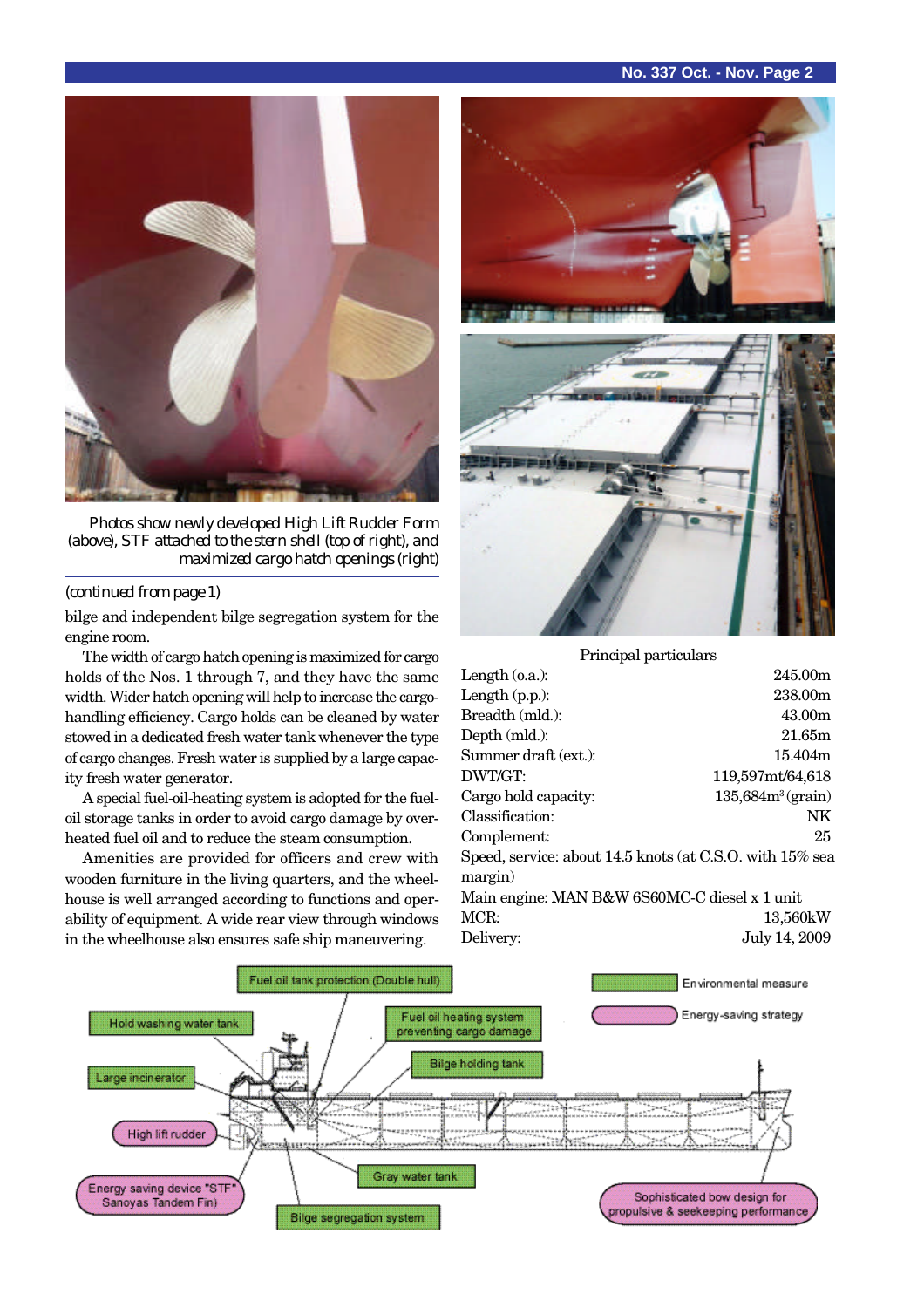Photos show newly developed High Lift Rudder Form (above), STF attached to the stern shell (top of right), and maximized cargo hatch openings (right)

*(continued from page 1)*

bilge and independent bilge segregation system for the engine room.

The width of cargo hatch opening is maximized for cargo holds of the Nos. 1 through 7, and they have the same width. Wider hatch opening will help to increase the cargo-handling efficiency. Cargo holds can be cleaned by water stowed in a dedicated fresh water tank whenever the type of cargo changes. Fresh water is supplied by a large capacity fresh water generator.

A special fuel-oil-heating system is adopted for the fuel-oil storage tanks in order to avoid cargo damage by overheated fuel oil and to reduce the steam consumption.

Amenities are provided for officers and crew with wooden furniture in the living quarters, and the wheelhouse is well arranged according to functions and operability of equipment. A wide rear view through windows in the wheelhouse also ensures safe ship maneuvering.

Principal particulars

| | |
|---|---|
| Length (o.a.): | 245.00m |
| Length (p.p.): | 238.00m |
| Breadth (mld.): | 43.00m |
| Depth (mld.): | 21.65m |
| Summer draft (ext.): | 15.404m |
| DWT/GT: | 119,597mt/64,618 |
| Cargo hold capacity: | 135,684m$^3$ (grain) |
| Classification: | NK |
| Complement: | 25 |

Speed, service: about 14.5 knots (at C.S.O. with 15% sea margin)

Main engine: MAN B&W 6S60MC-C diesel x 1 unit

| | |
|---|---|
| MCR: | 13,560kW |
| Delivery: | July 14, 2009 |

Fuel oil tank protection (Double hull)
Hold washing water tank
Fuel oil heating system preventing cargo damage
Bilge holding tank
Large incinerator
High lift rudder
Energy saving device "STF" Sanoyas Tandem Fin)
Gray water tank
Bilge segregation system
Sophisticated bow design for propulsive & seakeeping performance
Environmental measure
Energy-saving strategy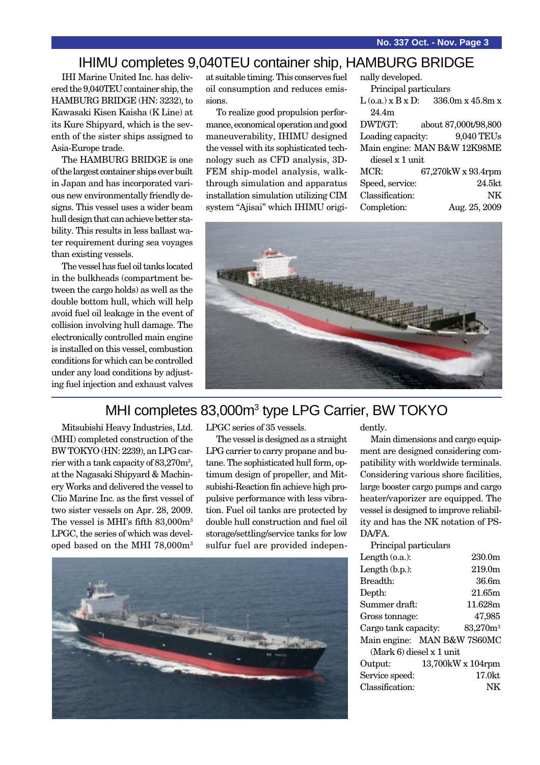## IHIMU completes 9,040TEU container ship, HAMBURG BRIDGE

IHI Marine United Inc. has delivered the 9,040TEU container ship, the HAMBURG BRIDGE (HN: 3232), to Kawasaki Kisen Kaisha (K Line) at its Kure Shipyard, which is the seventh of the sister ships assigned to Asia-Europe trade.

The HAMBURG BRIDGE is one of the largest container ships ever built in Japan and has incorporated various new environmentally friendly designs. This vessel uses a wider beam hull design that can achieve better stability. This results in less ballast water requirement during sea voyages than existing vessels.

The vessel has fuel oil tanks located in the bulkheads (compartment between the cargo holds) as well as the double bottom hull, which will help avoid fuel oil leakage in the event of collision involving hull damage. The electronically controlled main engine is installed on this vessel, combustion conditions for which can be controlled under any load conditions by adjusting fuel injection and exhaust valves at suitable timing. This conserves fuel oil consumption and reduces emissions.

To realize good propulsion performance, economical operation and good maneuverability, IHIMU designed the vessel with its sophisticated technology such as CFD analysis, 3D-FEM ship-model analysis, walk-through simulation and apparatus installation simulation utilizing CIM system "Ajisai" which IHIMU originally developed.

Principal particulars

| | |
|---|---|
| L (o.a.) x B x D: | 336.0m x 45.8m x 24.4m |
| DWT/GT: | about 87,000t/98,800 |
| Loading capacity: | 9,040 TEUs |
| Main engine: | MAN B&W 12K98ME diesel x 1 unit |
| MCR: | 67,270kW x 93.4rpm |
| Speed, service: | 24.5kt |
| Classification: | NK |
| Completion: | Aug. 25, 2009 |

## MHI completes 83,000m³ type LPG Carrier, BW TOKYO

Mitsubishi Heavy Industries, Ltd. (MHI) completed construction of the BW TOKYO (HN: 2239), an LPG carrier with a tank capacity of 83,270m³, at the Nagasaki Shipyard & Machinery Works and delivered the vessel to Clio Marine Inc. as the first vessel of two sister vessels on Apr. 28, 2009. The vessel is MHI's fifth 83,000m³ LPGC, the series of which was developed based on the MHI 78,000m³ LPGC series of 35 vessels.

The vessel is designed as a straight LPG carrier to carry propane and butane. The sophisticated hull form, optimum design of propeller, and Mitsubishi-Reaction fin achieve high propulsive performance with less vibration. Fuel oil tanks are protected by double hull construction and fuel oil storage/settling/service tanks for low sulfur fuel are provided independently.

Main dimensions and cargo equipment are designed considering compatibility with worldwide terminals. Considering various shore facilities, large booster cargo pumps and cargo heater/vaporizer are equipped. The vessel is designed to improve reliability and has the NK notation of PS-DA/FA.

Principal particulars

| | |
|---|---|
| Length (o.a.): | 230.0m |
| Length (b.p.): | 219.0m |
| Breadth: | 36.6m |
| Depth: | 21.65m |
| Summer draft: | 11.628m |
| Gross tonnage: | 47,985 |
| Cargo tank capacity: | 83,270m³ |
| Main engine: | MAN B&W 7S60MC (Mark 6) diesel x 1 unit |
| Output: | 13,700kW x 104rpm |
| Service speed: | 17.0kt |
| Classification: | NK |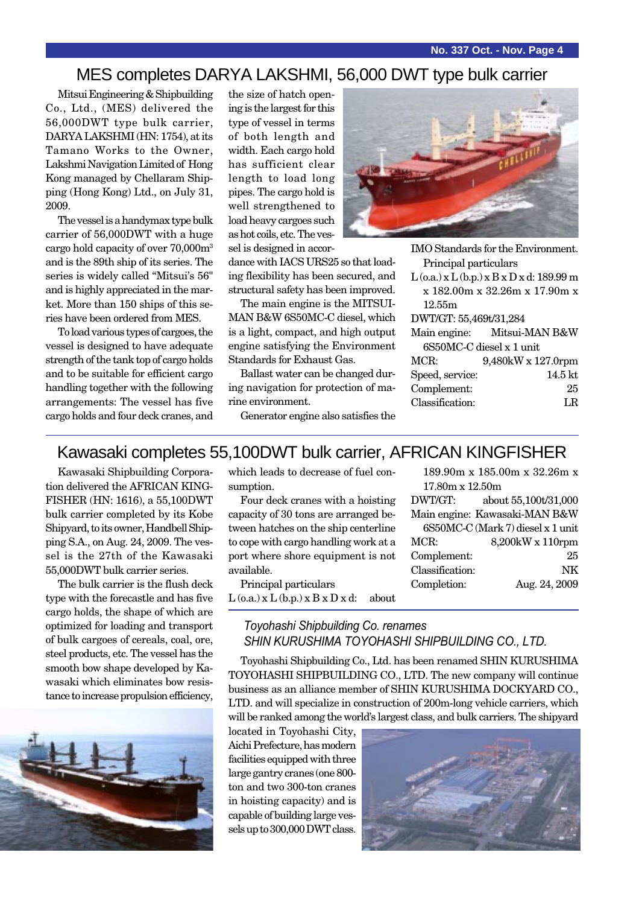# MES completes DARYA LAKSHMI, 56,000 DWT type bulk carrier

Mitsui Engineering & Shipbuilding Co., Ltd., (MES) delivered the 56,000DWT type bulk carrier, DARYA LAKSHMI (HN: 1754), at its Tamano Works to the Owner, Lakshmi Navigation Limited of Hong Kong managed by Chellaram Shipping (Hong Kong) Ltd., on July 31, 2009.

The vessel is a handymax type bulk carrier of 56,000DWT with a huge cargo hold capacity of over 70,000m$^3$ and is the 89th ship of its series. The series is widely called "Mitsui's 56" and is highly appreciated in the market. More than 150 ships of this series have been ordered from MES.

To load various types of cargoes, the vessel is designed to have adequate strength of the tank top of cargo holds and to be suitable for efficient cargo handling together with the following arrangements: The vessel has five cargo holds and four deck cranes, and the size of hatch opening is the largest for this type of vessel in terms of both length and width. Each cargo hold has sufficient clear length to load long pipes. The cargo hold is well strengthened to load heavy cargoes such as hot coils, etc. The vessel is designed in accordance with IACS URS25 so that loading flexibility has been secured, and structural safety has been improved.

The main engine is the MITSUI-MAN B&W 6S50MC-C diesel, which is a light, compact, and high output engine satisfying the Environment Standards for Exhaust Gas.

Ballast water can be changed during navigation for protection of marine environment.

Generator engine also satisfies the IMO Standards for the Environment.

Principal particulars

L (o.a.) x L (b.p.) x B x D x d: 189.99 m x 182.00m x 32.26m x 17.90m x 12.55m

DWT/GT: 55,469t/31,284

Main engine: Mitsui-MAN B&W 6S50MC-C diesel x 1 unit

MCR: 9,480kW x 127.0rpm

Speed, service: 14.5 kt

Complement: 25

Classification: LR

# Kawasaki completes 55,100DWT bulk carrier, AFRICAN KINGFISHER

Kawasaki Shipbuilding Corporation delivered the AFRICAN KINGFISHER (HN: 1616), a 55,100DWT bulk carrier completed by its Kobe Shipyard, to its owner, Handbell Shipping S.A., on Aug. 24, 2009. The vessel is the 27th of the Kawasaki 55,000DWT bulk carrier series.

The bulk carrier is the flush deck type with the forecastle and has five cargo holds, the shape of which are optimized for loading and transport of bulk cargoes of cereals, coal, ore, steel products, etc. The vessel has the smooth bow shape developed by Kawasaki which eliminates bow resistance to increase propulsion efficiency, which leads to decrease of fuel consumption.

Four deck cranes with a hoisting capacity of 30 tons are arranged between hatches on the ship centerline to cope with cargo handling work at a port where shore equipment is not available.

Principal particulars

L (o.a.) x L (b.p.) x B x D x d: about 189.90m x 185.00m x 32.26m x 17.80m x 12.50m

DWT/GT: about 55,100t/31,000

Main engine: Kawasaki-MAN B&W 6S50MC-C (Mark 7) diesel x 1 unit

MCR: 8,200kW x 110rpm

Complement: 25

Classification: NK

Completion: Aug. 24, 2009

## *Toyohashi Shipbuilding Co. renames SHIN KURUSHIMA TOYOHASHI SHIPBUILDING CO., LTD.*

Toyohashi Shipbuilding Co., Ltd. has been renamed SHIN KURUSHIMA TOYOHASHI SHIPBUILDING CO., LTD. The new company will continue business as an alliance member of SHIN KURUSHIMA DOCKYARD CO., LTD. and will specialize in construction of 200m-long vehicle carriers, which will be ranked among the world's largest class, and bulk carriers. The shipyard located in Toyohashi City, Aichi Prefecture, has modern facilities equipped with three large gantry cranes (one 800-ton and two 300-ton cranes in hoisting capacity) and is capable of building large vessels up to 300,000 DWT class.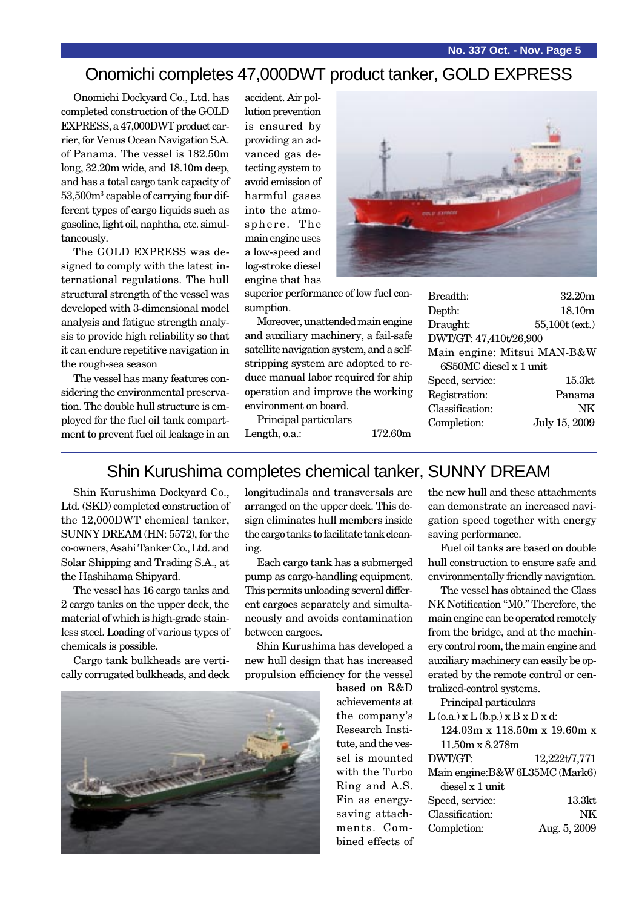## Onomichi completes 47,000DWT product tanker, GOLD EXPRESS

Onomichi Dockyard Co., Ltd. has completed construction of the GOLD EXPRESS, a 47,000DWT product carrier, for Venus Ocean Navigation S.A. of Panama. The vessel is 182.50m long, 32.20m wide, and 18.10m deep, and has a total cargo tank capacity of 53,500m$^3$ capable of carrying four different types of cargo liquids such as gasoline, light oil, naphtha, etc. simultaneously.

The GOLD EXPRESS was designed to comply with the latest international regulations. The hull structural strength of the vessel was developed with 3-dimensional model analysis and fatigue strength analysis to provide high reliability so that it can endure repetitive navigation in the rough-sea season

The vessel has many features considering the environmental preservation. The double hull structure is employed for the fuel oil tank compartment to prevent fuel oil leakage in an accident. Air pollution prevention is ensured by providing an advanced gas detecting system to avoid emission of harmful gases into the atmosphere. The main engine uses a low-speed and log-stroke diesel engine that has superior performance of low fuel consumption.

Moreover, unattended main engine and auxiliary machinery, a fail-safe satellite navigation system, and a self-stripping system are adopted to reduce manual labor required for ship operation and improve the working environment on board.

Principal particulars

| | |
|---|---|
| Length, o.a.: | 172.60m |
| Breadth: | 32.20m |
| Depth: | 18.10m |
| Draught: | 55,100t (ext.) |
| DWT/GT: | 47,410t/26,900 |
| Main engine: | Mitsui MAN-B&W 6S50MC diesel x 1 unit |
| Speed, service: | 15.3kt |
| Registration: | Panama |
| Classification: | NK |
| Completion: | July 15, 2009 |

## Shin Kurushima completes chemical tanker, SUNNY DREAM

Shin Kurushima Dockyard Co., Ltd. (SKD) completed construction of the 12,000DWT chemical tanker, SUNNY DREAM (HN: 5572), for the co-owners, Asahi Tanker Co., Ltd. and Solar Shipping and Trading S.A., at the Hashihama Shipyard.

The vessel has 16 cargo tanks and 2 cargo tanks on the upper deck, the material of which is high-grade stainless steel. Loading of various types of chemicals is possible.

Cargo tank bulkheads are vertically corrugated bulkheads, and deck longitudinals and transversals are arranged on the upper deck. This design eliminates hull members inside the cargo tanks to facilitate tank cleaning.

Each cargo tank has a submerged pump as cargo-handling equipment. This permits unloading several different cargoes separately and simultaneously and avoids contamination between cargoes.

Shin Kurushima has developed a new hull design that has increased propulsion efficiency for the vessel based on R&D achievements at the company's Research Institute, and the vessel is mounted with the Turbo Ring and A.S. Fin as energy-saving attachments. Combined effects of the new hull and these attachments can demonstrate an increased navigation speed together with energy saving performance.

Fuel oil tanks are based on double hull construction to ensure safe and environmentally friendly navigation.

The vessel has obtained the Class NK Notification "M0." Therefore, the main engine can be operated remotely from the bridge, and at the machinery control room, the main engine and auxiliary machinery can easily be operated by the remote control or centralized-control systems.

Principal particulars

| | |
|---|---|
| L (o.a.) x L (b.p.) x B x D x d: | 124.03m x 118.50m x 19.60m x 11.50m x 8.278m |
| DWT/GT: | 12,222t/7,771 |
| Main engine: | B&W 6L35MC (Mark6) diesel x 1 unit |
| Speed, service: | 13.3kt |
| Classification: | NK |
| Completion: | Aug. 5, 2009 |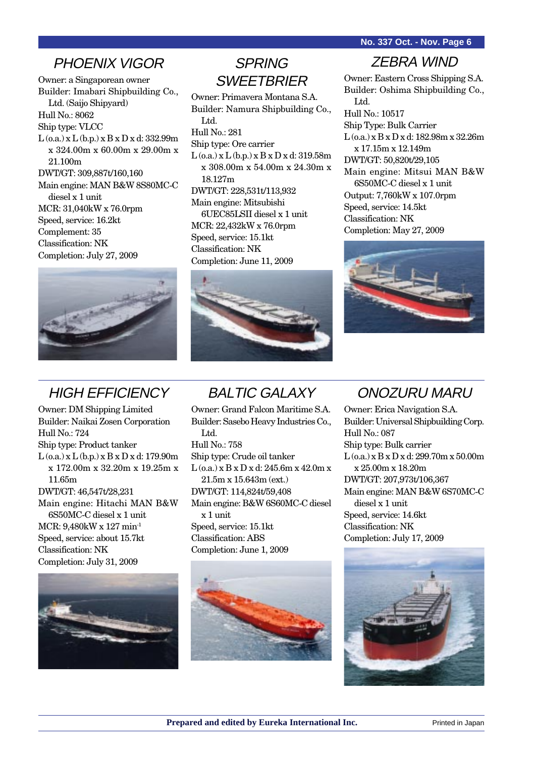## PHOENIX VIGOR

Owner: a Singaporean owner
Builder: Imabari Shipbuilding Co., Ltd. (Saijo Shipyard)
Hull No.: 8062
Ship type: VLCC
L (o.a.) x L (b.p.) x B x D x d: 332.99m x 324.00m x 60.00m x 29.00m x 21.100m
DWT/GT: 309,887t/160,160
Main engine: MAN B&W 8S80MC-C diesel x 1 unit
MCR: 31,040kW x 76.0rpm
Speed, service: 16.2kt
Complement: 35
Classification: NK
Completion: July 27, 2009

## SPRING SWEETBRIER

Owner: Primavera Montana S.A.
Builder: Namura Shipbuilding Co., Ltd.
Hull No.: 281
Ship type: Ore carrier
L (o.a.) x L (b.p.) x B x D x d: 319.58m x 308.00m x 54.00m x 24.30m x 18.127m
DWT/GT: 228,531t/113,932
Main engine: Mitsubishi 6UEC85LSII diesel x 1 unit
MCR: 22,432kW x 76.0rpm
Speed, service: 15.1kt
Classification: NK
Completion: June 11, 2009

## ZEBRA WIND

Owner: Eastern Cross Shipping S.A.
Builder: Oshima Shipbuilding Co., Ltd.
Hull No.: 10517
Ship Type: Bulk Carrier
L (o.a.) x B x D x d: 182.98m x 32.26m x 17.15m x 12.149m
DWT/GT: 50,820t/29,105
Main engine: Mitsui MAN B&W 6S50MC-C diesel x 1 unit
Output: 7,760kW x 107.0rpm
Speed, service: 14.5kt
Classification: NK
Completion: May 27, 2009

## HIGH EFFICIENCY

Owner: DM Shipping Limited
Builder: Naikai Zosen Corporation
Hull No.: 724
Ship type: Product tanker
L (o.a.) x L (b.p.) x B x D x d: 179.90m x 172.00m x 32.20m x 19.25m x 11.65m
DWT/GT: 46,547t/28,231
Main engine: Hitachi MAN B&W 6S50MC-C diesel x 1 unit
MCR: 9,480kW x 127 $min^{-1}$
Speed, service: about 15.7kt
Classification: NK
Completion: July 31, 2009

## BALTIC GALAXY

Owner: Grand Falcon Maritime S.A.
Builder: Sasebo Heavy Industries Co., Ltd.
Hull No.: 758
Ship type: Crude oil tanker
L (o.a.) x B x D x d: 245.6m x 42.0m x 21.5m x 15.643m (ext.)
DWT/GT: 114,824t/59,408
Main engine: B&W 6S60MC-C diesel x 1 unit
Speed, service: 15.1kt
Classification: ABS
Completion: June 1, 2009

## ONOZURU MARU

Owner: Erica Navigation S.A.
Builder: Universal Shipbuilding Corp.
Hull No.: 087
Ship type: Bulk carrier
L (o.a.) x B x D x d: 299.70m x 50.00m x 25.00m x 18.20m
DWT/GT: 207,973t/106,367
Main engine: MAN B&W 6S70MC-C diesel x 1 unit
Speed, service: 14.6kt
Classification: NK
Completion: July 17, 2009

**Prepared and edited by Eureka International Inc.**

Printed in Japan